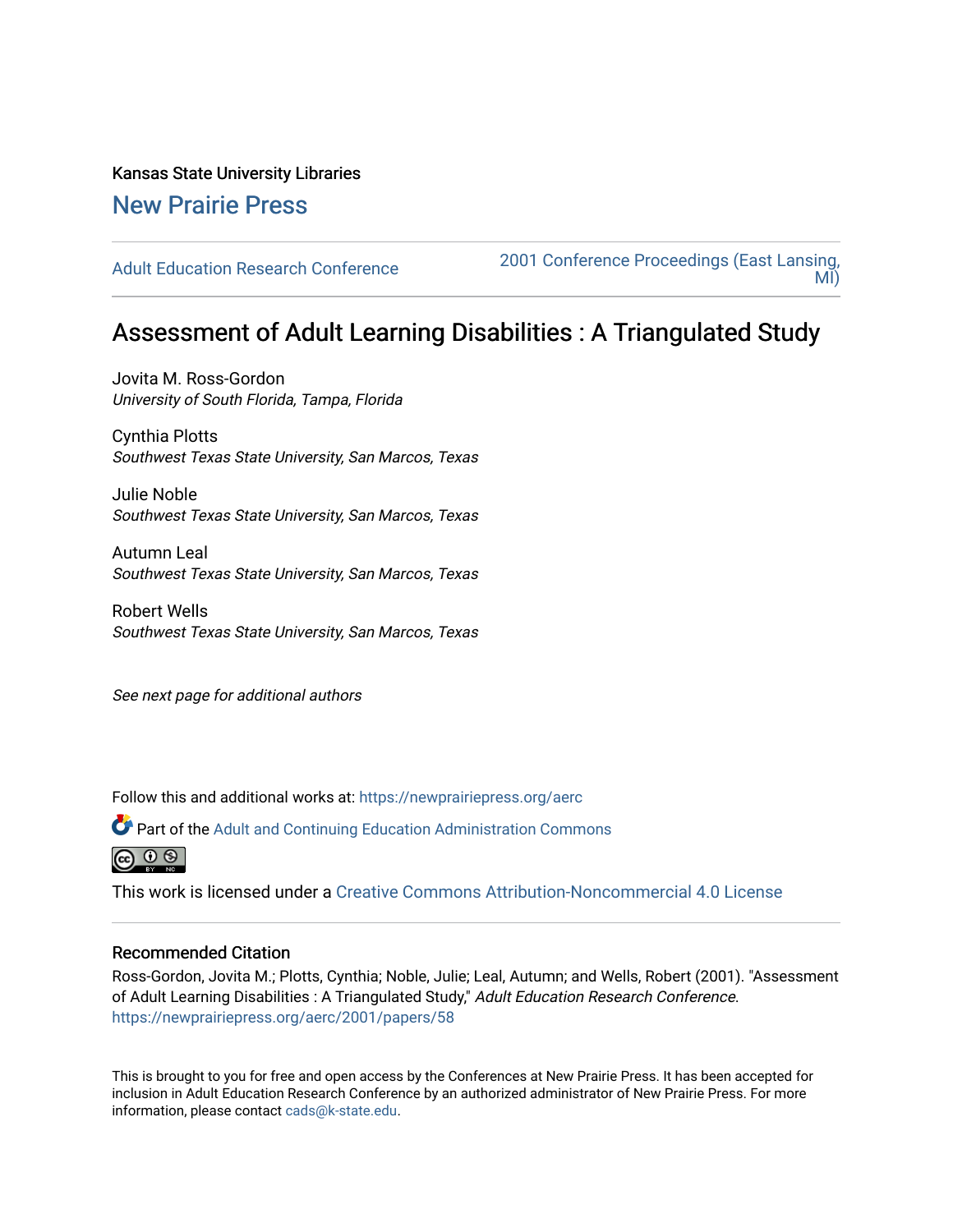Kansas State University Libraries

New Prairie Press

Adult Education Research Conference

2001 Conference Proceedings (East Lansing, MI)

# Assessment of Adult Learning Disabilities : A Triangulated Study

Jovita M. Ross-Gordon
*University of South Florida, Tampa, Florida*

Cynthia Plotts
*Southwest Texas State University, San Marcos, Texas*

Julie Noble
*Southwest Texas State University, San Marcos, Texas*

Autumn Leal
*Southwest Texas State University, San Marcos, Texas*

Robert Wells
*Southwest Texas State University, San Marcos, Texas*

*See next page for additional authors*

Follow this and additional works at: https://newprairiepress.org/aerc

Part of the Adult and Continuing Education Administration Commons

This work is licensed under a Creative Commons Attribution-Noncommercial 4.0 License

## Recommended Citation

Ross-Gordon, Jovita M.; Plotts, Cynthia; Noble, Julie; Leal, Autumn; and Wells, Robert (2001). "Assessment of Adult Learning Disabilities : A Triangulated Study," *Adult Education Research Conference*. https://newprairiepress.org/aerc/2001/papers/58

This is brought to you for free and open access by the Conferences at New Prairie Press. It has been accepted for inclusion in Adult Education Research Conference by an authorized administrator of New Prairie Press. For more information, please contact cads@k-state.edu.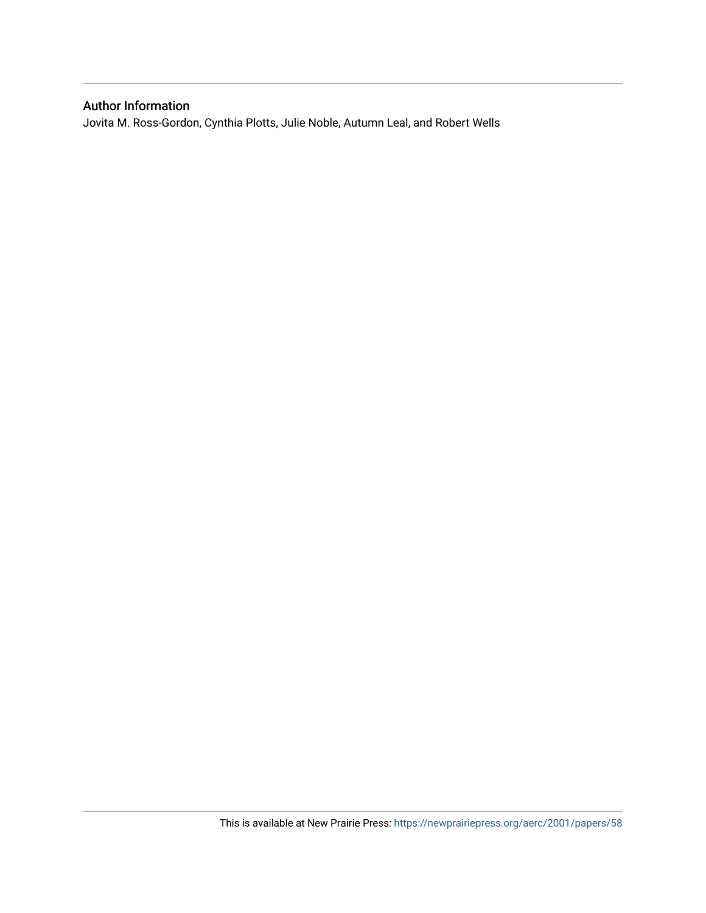## Author Information

Jovita M. Ross-Gordon, Cynthia Plotts, Julie Noble, Autumn Leal, and Robert Wells

This is available at New Prairie Press: https://newprairiepress.org/aerc/2001/papers/58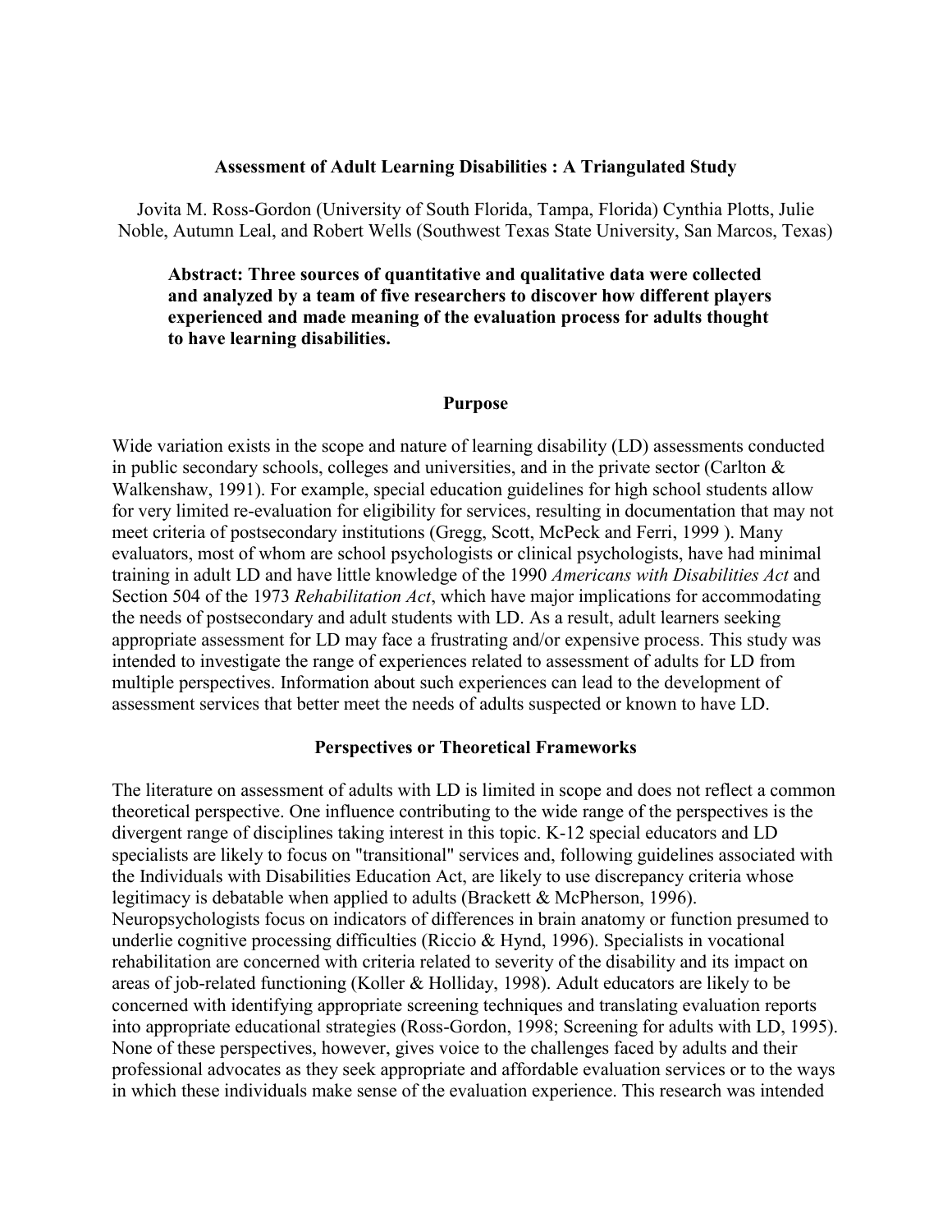# Assessment of Adult Learning Disabilities : A Triangulated Study

Jovita M. Ross-Gordon (University of South Florida, Tampa, Florida) Cynthia Plotts, Julie Noble, Autumn Leal, and Robert Wells (Southwest Texas State University, San Marcos, Texas)

> **Abstract: Three sources of quantitative and qualitative data were collected and analyzed by a team of five researchers to discover how different players experienced and made meaning of the evaluation process for adults thought to have learning disabilities.**

## Purpose

Wide variation exists in the scope and nature of learning disability (LD) assessments conducted in public secondary schools, colleges and universities, and in the private sector (Carlton & Walkenshaw, 1991). For example, special education guidelines for high school students allow for very limited re-evaluation for eligibility for services, resulting in documentation that may not meet criteria of postsecondary institutions (Gregg, Scott, McPeck and Ferri, 1999 ). Many evaluators, most of whom are school psychologists or clinical psychologists, have had minimal training in adult LD and have little knowledge of the 1990 *Americans with Disabilities Act* and Section 504 of the 1973 *Rehabilitation Act*, which have major implications for accommodating the needs of postsecondary and adult students with LD. As a result, adult learners seeking appropriate assessment for LD may face a frustrating and/or expensive process. This study was intended to investigate the range of experiences related to assessment of adults for LD from multiple perspectives. Information about such experiences can lead to the development of assessment services that better meet the needs of adults suspected or known to have LD.

## Perspectives or Theoretical Frameworks

The literature on assessment of adults with LD is limited in scope and does not reflect a common theoretical perspective. One influence contributing to the wide range of the perspectives is the divergent range of disciplines taking interest in this topic. K-12 special educators and LD specialists are likely to focus on "transitional" services and, following guidelines associated with the Individuals with Disabilities Education Act, are likely to use discrepancy criteria whose legitimacy is debatable when applied to adults (Brackett & McPherson, 1996). Neuropsychologists focus on indicators of differences in brain anatomy or function presumed to underlie cognitive processing difficulties (Riccio & Hynd, 1996). Specialists in vocational rehabilitation are concerned with criteria related to severity of the disability and its impact on areas of job-related functioning (Koller & Holliday, 1998). Adult educators are likely to be concerned with identifying appropriate screening techniques and translating evaluation reports into appropriate educational strategies (Ross-Gordon, 1998; Screening for adults with LD, 1995). None of these perspectives, however, gives voice to the challenges faced by adults and their professional advocates as they seek appropriate and affordable evaluation services or to the ways in which these individuals make sense of the evaluation experience. This research was intended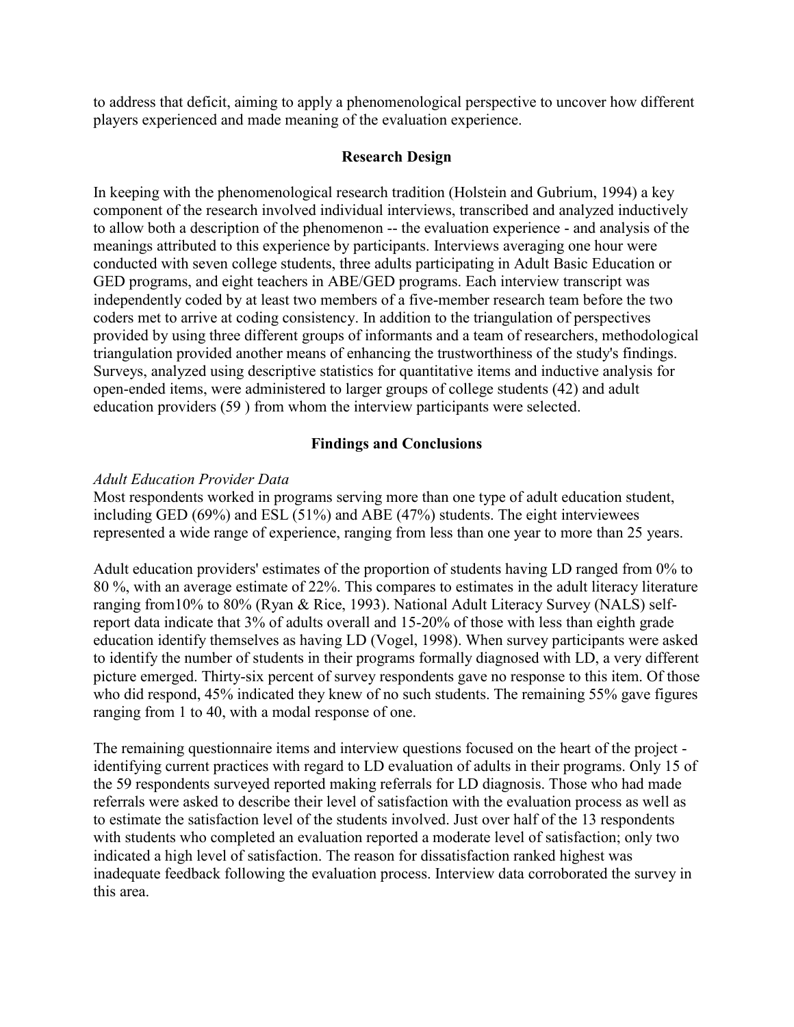to address that deficit, aiming to apply a phenomenological perspective to uncover how different players experienced and made meaning of the evaluation experience.

## Research Design

In keeping with the phenomenological research tradition (Holstein and Gubrium, 1994) a key component of the research involved individual interviews, transcribed and analyzed inductively to allow both a description of the phenomenon -- the evaluation experience - and analysis of the meanings attributed to this experience by participants. Interviews averaging one hour were conducted with seven college students, three adults participating in Adult Basic Education or GED programs, and eight teachers in ABE/GED programs. Each interview transcript was independently coded by at least two members of a five-member research team before the two coders met to arrive at coding consistency. In addition to the triangulation of perspectives provided by using three different groups of informants and a team of researchers, methodological triangulation provided another means of enhancing the trustworthiness of the study's findings. Surveys, analyzed using descriptive statistics for quantitative items and inductive analysis for open-ended items, were administered to larger groups of college students (42) and adult education providers (59 ) from whom the interview participants were selected.

## Findings and Conclusions

*Adult Education Provider Data*

Most respondents worked in programs serving more than one type of adult education student, including GED (69%) and ESL (51%) and ABE (47%) students. The eight interviewees represented a wide range of experience, ranging from less than one year to more than 25 years.

Adult education providers' estimates of the proportion of students having LD ranged from 0% to 80 %, with an average estimate of 22%. This compares to estimates in the adult literacy literature ranging from10% to 80% (Ryan & Rice, 1993). National Adult Literacy Survey (NALS) self-report data indicate that 3% of adults overall and 15-20% of those with less than eighth grade education identify themselves as having LD (Vogel, 1998). When survey participants were asked to identify the number of students in their programs formally diagnosed with LD, a very different picture emerged. Thirty-six percent of survey respondents gave no response to this item. Of those who did respond, 45% indicated they knew of no such students. The remaining 55% gave figures ranging from 1 to 40, with a modal response of one.

The remaining questionnaire items and interview questions focused on the heart of the project - identifying current practices with regard to LD evaluation of adults in their programs. Only 15 of the 59 respondents surveyed reported making referrals for LD diagnosis. Those who had made referrals were asked to describe their level of satisfaction with the evaluation process as well as to estimate the satisfaction level of the students involved. Just over half of the 13 respondents with students who completed an evaluation reported a moderate level of satisfaction; only two indicated a high level of satisfaction. The reason for dissatisfaction ranked highest was inadequate feedback following the evaluation process. Interview data corroborated the survey in this area.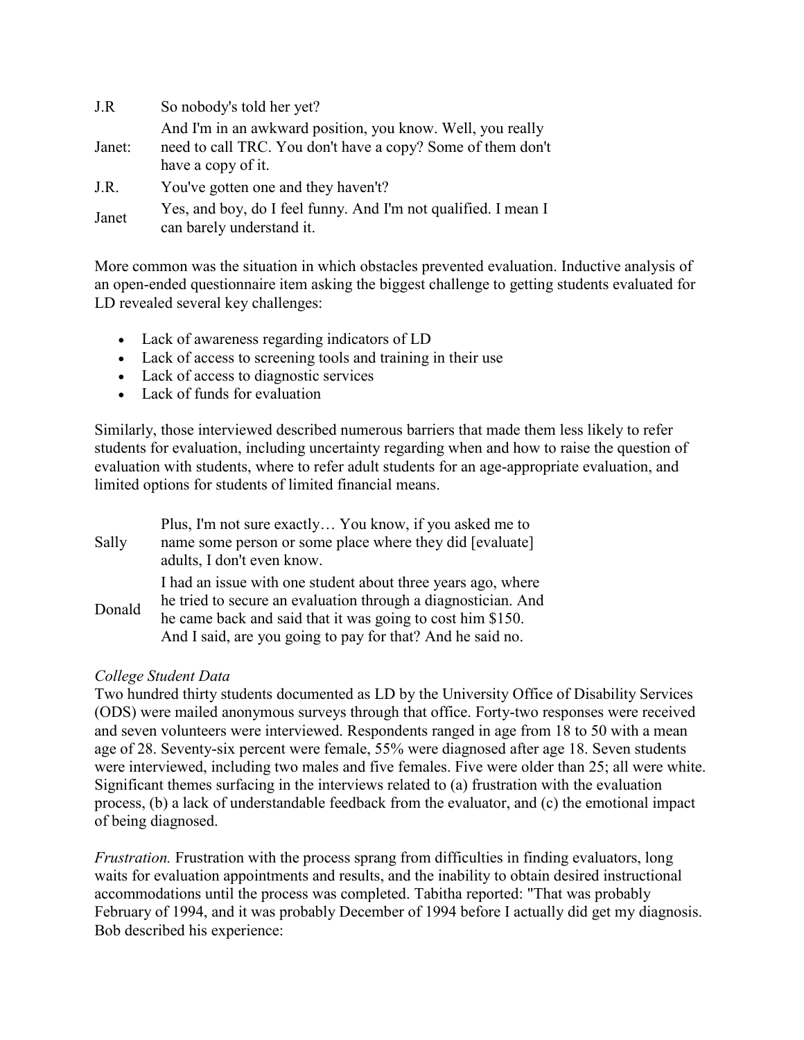| | |
|---|---|
| J.R | So nobody's told her yet? |
| Janet: | And I'm in an awkward position, you know. Well, you really need to call TRC. You don't have a copy? Some of them don't have a copy of it. |
| J.R. | You've gotten one and they haven't? |
| Janet | Yes, and boy, do I feel funny. And I'm not qualified. I mean I can barely understand it. |

More common was the situation in which obstacles prevented evaluation. Inductive analysis of an open-ended questionnaire item asking the biggest challenge to getting students evaluated for LD revealed several key challenges:

- Lack of awareness regarding indicators of LD
- Lack of access to screening tools and training in their use
- Lack of access to diagnostic services
- Lack of funds for evaluation

Similarly, those interviewed described numerous barriers that made them less likely to refer students for evaluation, including uncertainty regarding when and how to raise the question of evaluation with students, where to refer adult students for an age-appropriate evaluation, and limited options for students of limited financial means.

| | |
|---|---|
| Sally | Plus, I'm not sure exactly… You know, if you asked me to name some person or some place where they did [evaluate] adults, I don't even know. |
| Donald | I had an issue with one student about three years ago, where he tried to secure an evaluation through a diagnostician. And he came back and said that it was going to cost him $150. And I said, are you going to pay for that? And he said no. |

*College Student Data*
Two hundred thirty students documented as LD by the University Office of Disability Services (ODS) were mailed anonymous surveys through that office. Forty-two responses were received and seven volunteers were interviewed. Respondents ranged in age from 18 to 50 with a mean age of 28. Seventy-six percent were female, 55% were diagnosed after age 18. Seven students were interviewed, including two males and five females. Five were older than 25; all were white. Significant themes surfacing in the interviews related to (a) frustration with the evaluation process, (b) a lack of understandable feedback from the evaluator, and (c) the emotional impact of being diagnosed.

*Frustration.* Frustration with the process sprang from difficulties in finding evaluators, long waits for evaluation appointments and results, and the inability to obtain desired instructional accommodations until the process was completed. Tabitha reported: "That was probably February of 1994, and it was probably December of 1994 before I actually did get my diagnosis. Bob described his experience: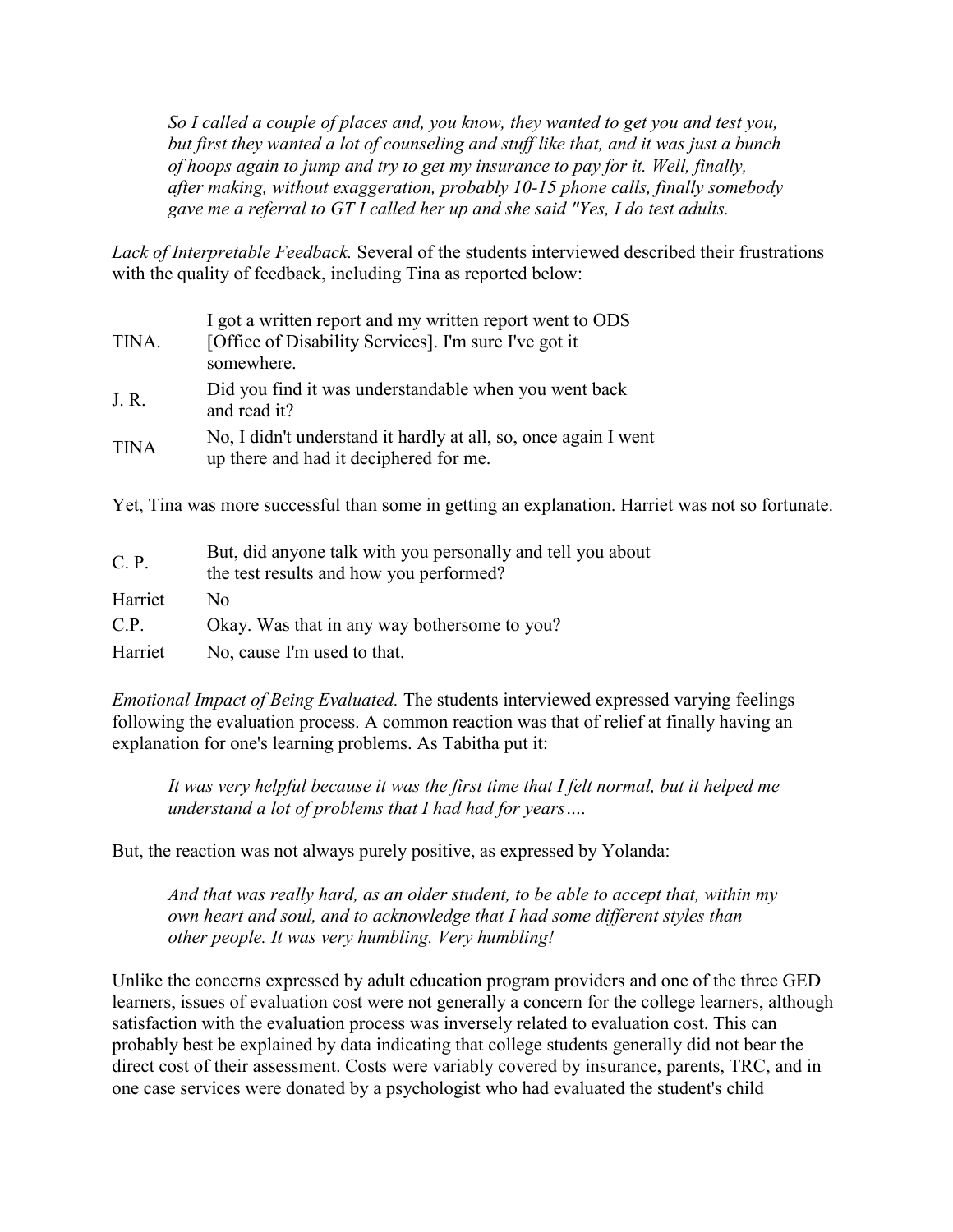> *So I called a couple of places and, you know, they wanted to get you and test you, but first they wanted a lot of counseling and stuff like that, and it was just a bunch of hoops again to jump and try to get my insurance to pay for it. Well, finally, after making, without exaggeration, probably 10-15 phone calls, finally somebody gave me a referral to GT I called her up and she said "Yes, I do test adults.*

*Lack of Interpretable Feedback.* Several of the students interviewed described their frustrations with the quality of feedback, including Tina as reported below:

| | |
|---|---|
| TINA. | I got a written report and my written report went to ODS [Office of Disability Services]. I'm sure I've got it somewhere. |
| J. R. | Did you find it was understandable when you went back and read it? |
| TINA | No, I didn't understand it hardly at all, so, once again I went up there and had it deciphered for me. |

Yet, Tina was more successful than some in getting an explanation. Harriet was not so fortunate.

| | |
|---|---|
| C. P. | But, did anyone talk with you personally and tell you about the test results and how you performed? |
| Harriet | No |
| C.P. | Okay. Was that in any way bothersome to you? |
| Harriet | No, cause I'm used to that. |

*Emotional Impact of Being Evaluated.* The students interviewed expressed varying feelings following the evaluation process. A common reaction was that of relief at finally having an explanation for one's learning problems. As Tabitha put it:

> *It was very helpful because it was the first time that I felt normal, but it helped me understand a lot of problems that I had had for years….*

But, the reaction was not always purely positive, as expressed by Yolanda:

> *And that was really hard, as an older student, to be able to accept that, within my own heart and soul, and to acknowledge that I had some different styles than other people. It was very humbling. Very humbling!*

Unlike the concerns expressed by adult education program providers and one of the three GED learners, issues of evaluation cost were not generally a concern for the college learners, although satisfaction with the evaluation process was inversely related to evaluation cost. This can probably best be explained by data indicating that college students generally did not bear the direct cost of their assessment. Costs were variably covered by insurance, parents, TRC, and in one case services were donated by a psychologist who had evaluated the student's child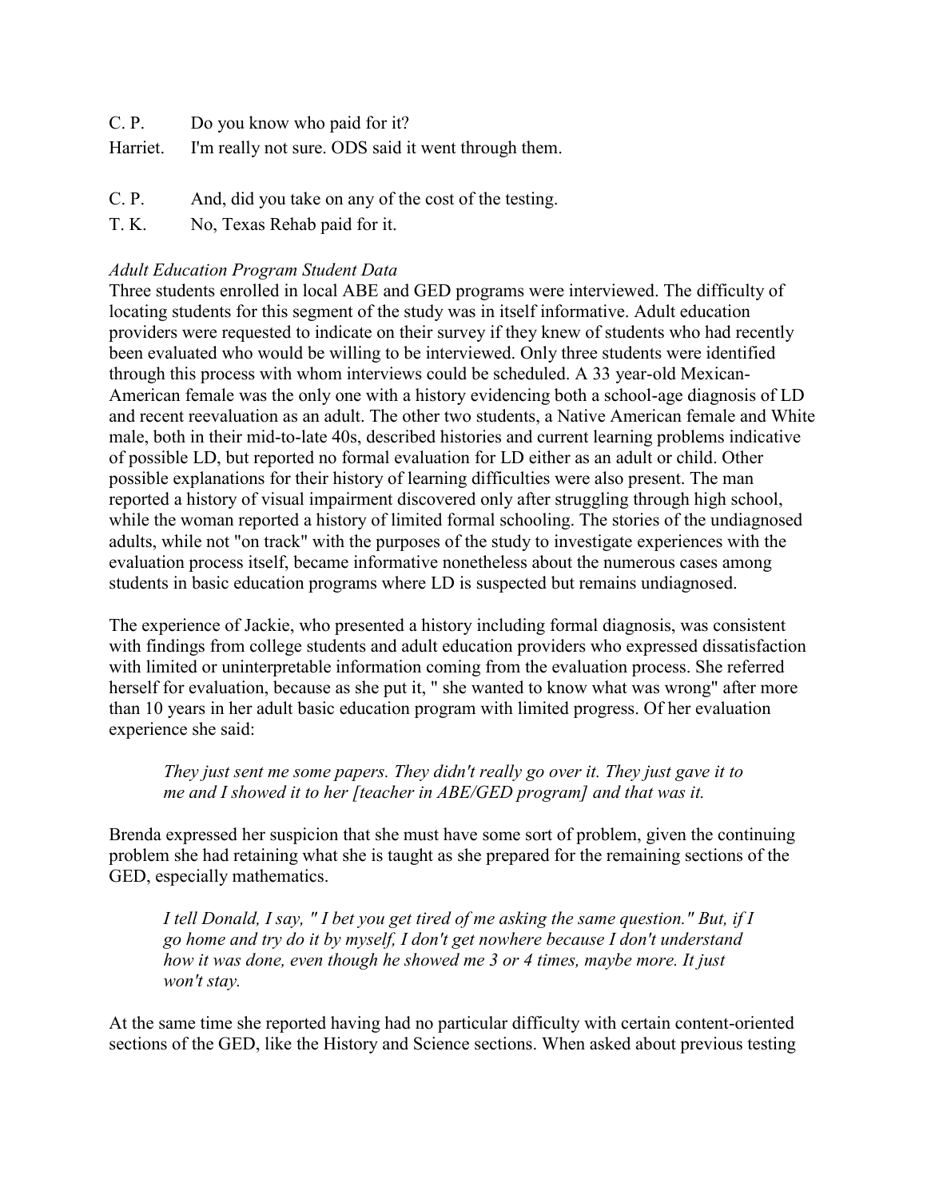C. P. Do you know who paid for it?

Harriet. I'm really not sure. ODS said it went through them.

C. P. And, did you take on any of the cost of the testing.

T. K. No, Texas Rehab paid for it.

*Adult Education Program Student Data*

Three students enrolled in local ABE and GED programs were interviewed. The difficulty of locating students for this segment of the study was in itself informative. Adult education providers were requested to indicate on their survey if they knew of students who had recently been evaluated who would be willing to be interviewed. Only three students were identified through this process with whom interviews could be scheduled. A 33 year-old Mexican-American female was the only one with a history evidencing both a school-age diagnosis of LD and recent reevaluation as an adult. The other two students, a Native American female and White male, both in their mid-to-late 40s, described histories and current learning problems indicative of possible LD, but reported no formal evaluation for LD either as an adult or child. Other possible explanations for their history of learning difficulties were also present. The man reported a history of visual impairment discovered only after struggling through high school, while the woman reported a history of limited formal schooling. The stories of the undiagnosed adults, while not "on track" with the purposes of the study to investigate experiences with the evaluation process itself, became informative nonetheless about the numerous cases among students in basic education programs where LD is suspected but remains undiagnosed.

The experience of Jackie, who presented a history including formal diagnosis, was consistent with findings from college students and adult education providers who expressed dissatisfaction with limited or uninterpretable information coming from the evaluation process. She referred herself for evaluation, because as she put it, " she wanted to know what was wrong" after more than 10 years in her adult basic education program with limited progress. Of her evaluation experience she said:

> *They just sent me some papers. They didn't really go over it. They just gave it to me and I showed it to her [teacher in ABE/GED program] and that was it.*

Brenda expressed her suspicion that she must have some sort of problem, given the continuing problem she had retaining what she is taught as she prepared for the remaining sections of the GED, especially mathematics.

> *I tell Donald, I say, " I bet you get tired of me asking the same question." But, if I go home and try do it by myself, I don't get nowhere because I don't understand how it was done, even though he showed me 3 or 4 times, maybe more. It just won't stay.*

At the same time she reported having had no particular difficulty with certain content-oriented sections of the GED, like the History and Science sections. When asked about previous testing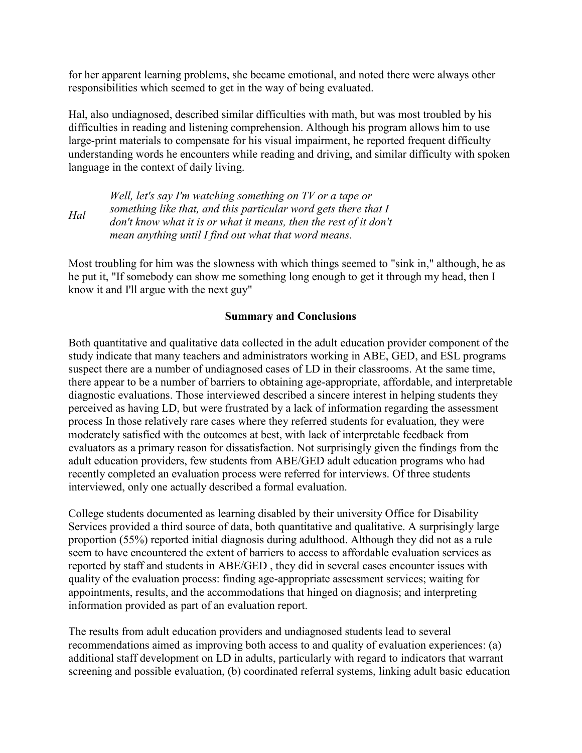for her apparent learning problems, she became emotional, and noted there were always other responsibilities which seemed to get in the way of being evaluated.

Hal, also undiagnosed, described similar difficulties with math, but was most troubled by his difficulties in reading and listening comprehension. Although his program allows him to use large-print materials to compensate for his visual impairment, he reported frequent difficulty understanding words he encounters while reading and driving, and similar difficulty with spoken language in the context of daily living.

| | |
|---|---|
| *Hal* | *Well, let's say I'm watching something on TV or a tape or something like that, and this particular word gets there that I don't know what it is or what it means, then the rest of it don't mean anything until I find out what that word means.* |

Most troubling for him was the slowness with which things seemed to "sink in," although, he as he put it, "If somebody can show me something long enough to get it through my head, then I know it and I'll argue with the next guy"

**Summary and Conclusions**

Both quantitative and qualitative data collected in the adult education provider component of the study indicate that many teachers and administrators working in ABE, GED, and ESL programs suspect there are a number of undiagnosed cases of LD in their classrooms. At the same time, there appear to be a number of barriers to obtaining age-appropriate, affordable, and interpretable diagnostic evaluations. Those interviewed described a sincere interest in helping students they perceived as having LD, but were frustrated by a lack of information regarding the assessment process In those relatively rare cases where they referred students for evaluation, they were moderately satisfied with the outcomes at best, with lack of interpretable feedback from evaluators as a primary reason for dissatisfaction. Not surprisingly given the findings from the adult education providers, few students from ABE/GED adult education programs who had recently completed an evaluation process were referred for interviews. Of three students interviewed, only one actually described a formal evaluation.

College students documented as learning disabled by their university Office for Disability Services provided a third source of data, both quantitative and qualitative. A surprisingly large proportion (55%) reported initial diagnosis during adulthood. Although they did not as a rule seem to have encountered the extent of barriers to access to affordable evaluation services as reported by staff and students in ABE/GED , they did in several cases encounter issues with quality of the evaluation process: finding age-appropriate assessment services; waiting for appointments, results, and the accommodations that hinged on diagnosis; and interpreting information provided as part of an evaluation report.

The results from adult education providers and undiagnosed students lead to several recommendations aimed as improving both access to and quality of evaluation experiences: (a) additional staff development on LD in adults, particularly with regard to indicators that warrant screening and possible evaluation, (b) coordinated referral systems, linking adult basic education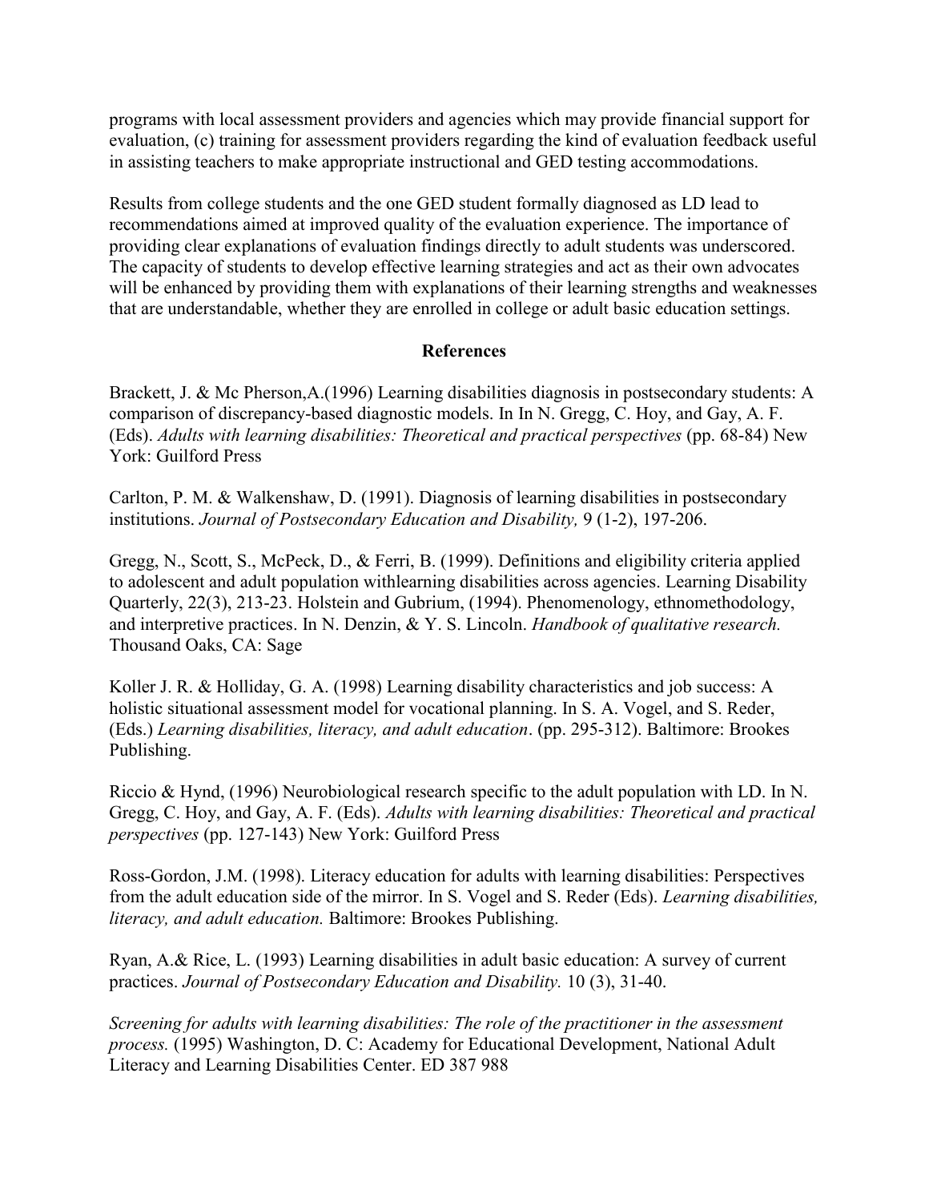programs with local assessment providers and agencies which may provide financial support for evaluation, (c) training for assessment providers regarding the kind of evaluation feedback useful in assisting teachers to make appropriate instructional and GED testing accommodations.

Results from college students and the one GED student formally diagnosed as LD lead to recommendations aimed at improved quality of the evaluation experience. The importance of providing clear explanations of evaluation findings directly to adult students was underscored. The capacity of students to develop effective learning strategies and act as their own advocates will be enhanced by providing them with explanations of their learning strengths and weaknesses that are understandable, whether they are enrolled in college or adult basic education settings.

## References

Brackett, J. & Mc Pherson,A.(1996) Learning disabilities diagnosis in postsecondary students: A comparison of discrepancy-based diagnostic models. In In N. Gregg, C. Hoy, and Gay, A. F. (Eds). *Adults with learning disabilities: Theoretical and practical perspectives* (pp. 68-84) New York: Guilford Press

Carlton, P. M. & Walkenshaw, D. (1991). Diagnosis of learning disabilities in postsecondary institutions. *Journal of Postsecondary Education and Disability,* 9 (1-2), 197-206.

Gregg, N., Scott, S., McPeck, D., & Ferri, B. (1999). Definitions and eligibility criteria applied to adolescent and adult population withlearning disabilities across agencies. Learning Disability Quarterly, 22(3), 213-23. Holstein and Gubrium, (1994). Phenomenology, ethnomethodology, and interpretive practices. In N. Denzin, & Y. S. Lincoln. *Handbook of qualitative research.* Thousand Oaks, CA: Sage

Koller J. R. & Holliday, G. A. (1998) Learning disability characteristics and job success: A holistic situational assessment model for vocational planning. In S. A. Vogel, and S. Reder, (Eds.) *Learning disabilities, literacy, and adult education*. (pp. 295-312). Baltimore: Brookes Publishing.

Riccio & Hynd, (1996) Neurobiological research specific to the adult population with LD. In N. Gregg, C. Hoy, and Gay, A. F. (Eds). *Adults with learning disabilities: Theoretical and practical perspectives* (pp. 127-143) New York: Guilford Press

Ross-Gordon, J.M. (1998). Literacy education for adults with learning disabilities: Perspectives from the adult education side of the mirror. In S. Vogel and S. Reder (Eds). *Learning disabilities, literacy, and adult education.* Baltimore: Brookes Publishing.

Ryan, A.& Rice, L. (1993) Learning disabilities in adult basic education: A survey of current practices. *Journal of Postsecondary Education and Disability.* 10 (3), 31-40.

*Screening for adults with learning disabilities: The role of the practitioner in the assessment process.* (1995) Washington, D. C: Academy for Educational Development, National Adult Literacy and Learning Disabilities Center. ED 387 988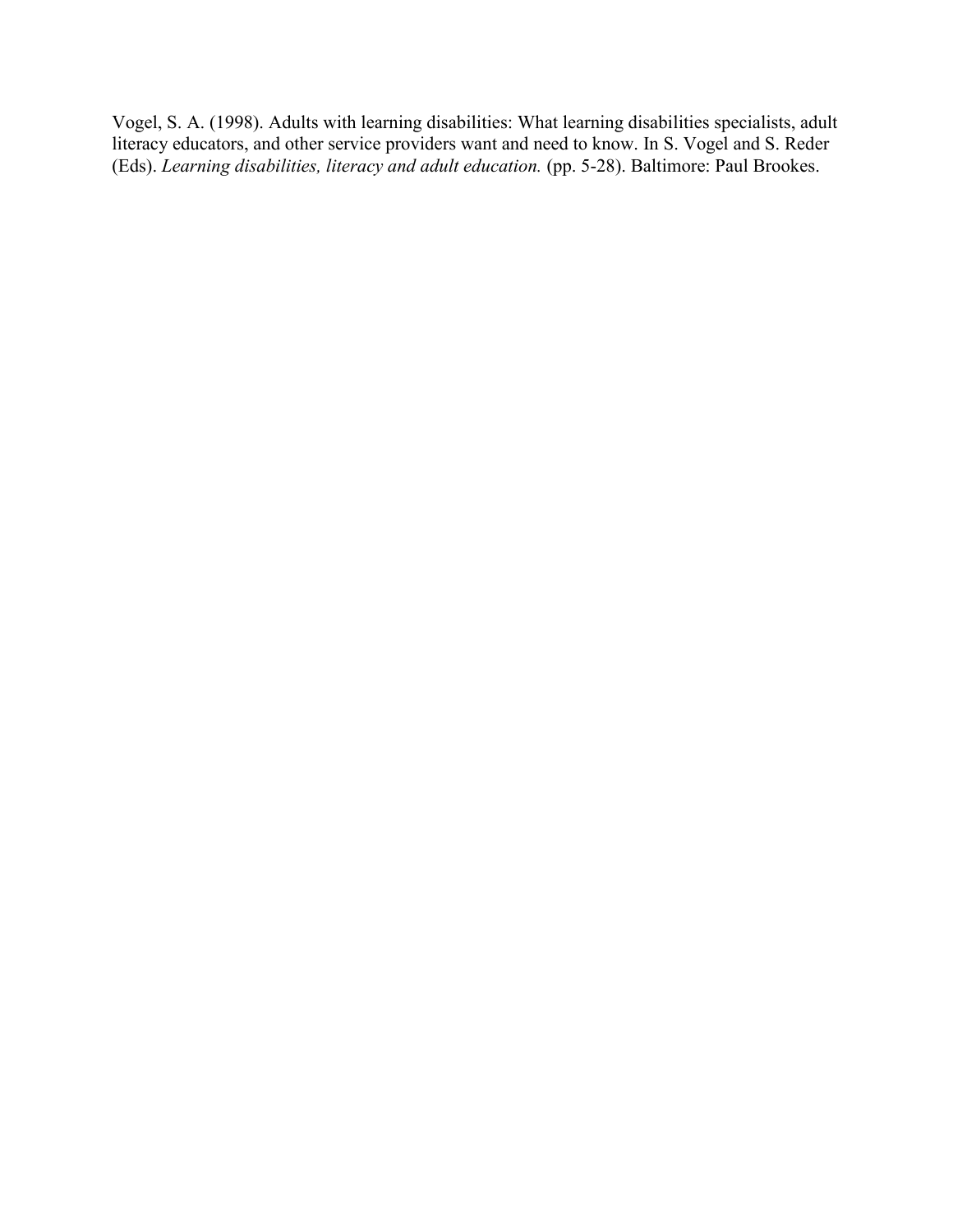Vogel, S. A. (1998). Adults with learning disabilities: What learning disabilities specialists, adult literacy educators, and other service providers want and need to know. In S. Vogel and S. Reder (Eds). *Learning disabilities, literacy and adult education.* (pp. 5-28). Baltimore: Paul Brookes.